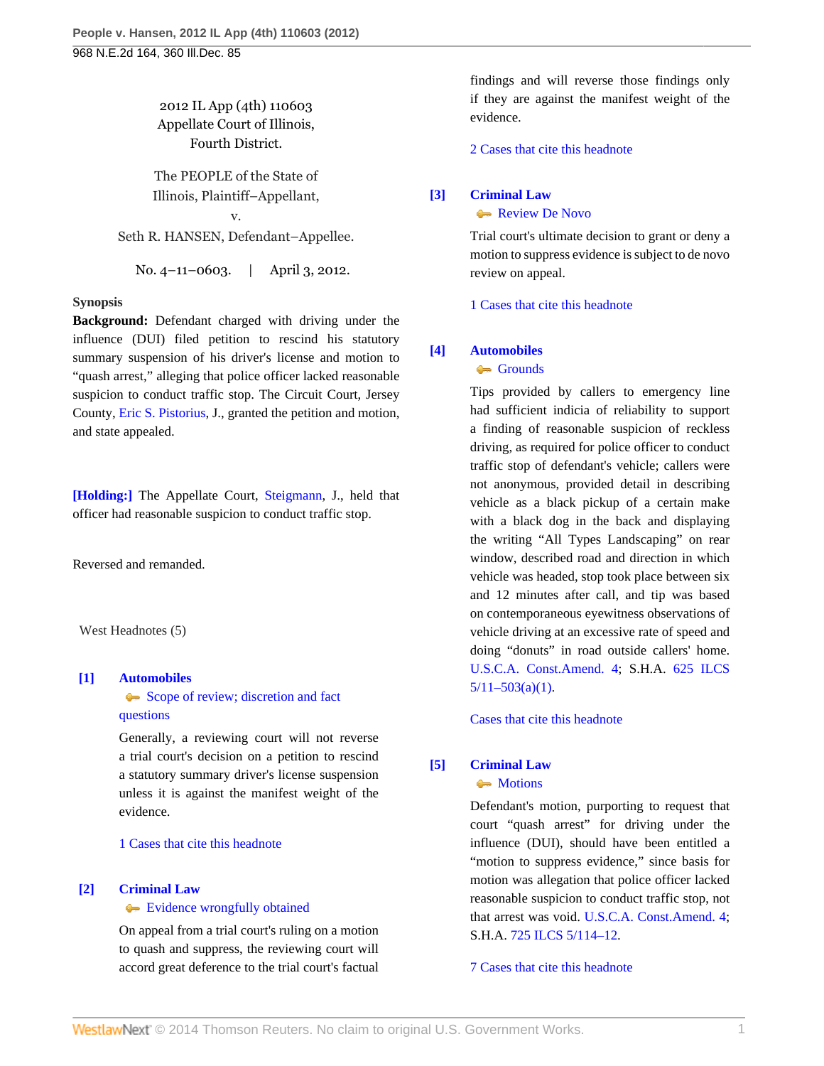2012 IL App (4th) 110603
Appellate Court of Illinois,
Fourth District.

The PEOPLE of the State of Illinois, Plaintiff–Appellant,
v.
Seth R. HANSEN, Defendant–Appellee.

No. 4–11–0603. | April 3, 2012.

**Synopsis**

**Background:** Defendant charged with driving under the influence (DUI) filed petition to rescind his statutory summary suspension of his driver's license and motion to "quash arrest," alleging that police officer lacked reasonable suspicion to conduct traffic stop. The Circuit Court, Jersey County, Eric S. Pistorius, J., granted the petition and motion, and state appealed.

**[Holding:]** The Appellate Court, Steigmann, J., held that officer had reasonable suspicion to conduct traffic stop.

Reversed and remanded.

West Headnotes (5)

**[1] Automobiles**
Scope of review; discretion and fact questions

Generally, a reviewing court will not reverse a trial court's decision on a petition to rescind a statutory summary driver's license suspension unless it is against the manifest weight of the evidence.

1 Cases that cite this headnote

**[2] Criminal Law**
Evidence wrongfully obtained

On appeal from a trial court's ruling on a motion to quash and suppress, the reviewing court will accord great deference to the trial court's factual findings and will reverse those findings only if they are against the manifest weight of the evidence.

2 Cases that cite this headnote

**[3] Criminal Law**
Review De Novo

Trial court's ultimate decision to grant or deny a motion to suppress evidence is subject to de novo review on appeal.

1 Cases that cite this headnote

**[4] Automobiles**
Grounds

Tips provided by callers to emergency line had sufficient indicia of reliability to support a finding of reasonable suspicion of reckless driving, as required for police officer to conduct traffic stop of defendant's vehicle; callers were not anonymous, provided detail in describing vehicle as a black pickup of a certain make with a black dog in the back and displaying the writing "All Types Landscaping" on rear window, described road and direction in which vehicle was headed, stop took place between six and 12 minutes after call, and tip was based on contemporaneous eyewitness observations of vehicle driving at an excessive rate of speed and doing "donuts" in road outside callers' home. U.S.C.A. Const.Amend. 4; S.H.A. 625 ILCS 5/11–503(a)(1).

Cases that cite this headnote

**[5] Criminal Law**
Motions

Defendant's motion, purporting to request that court "quash arrest" for driving under the influence (DUI), should have been entitled a "motion to suppress evidence," since basis for motion was allegation that police officer lacked reasonable suspicion to conduct traffic stop, not that arrest was void. U.S.C.A. Const.Amend. 4; S.H.A. 725 ILCS 5/114–12.

7 Cases that cite this headnote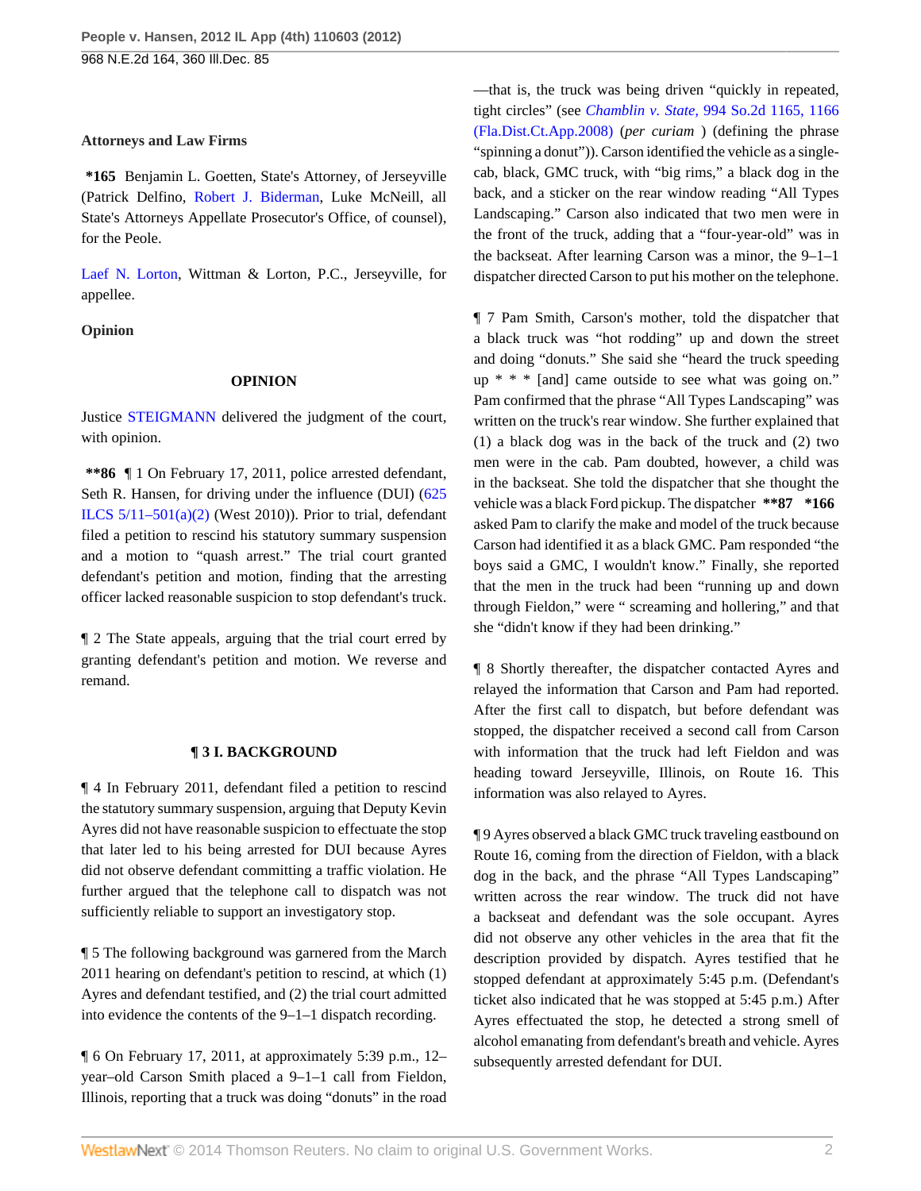**Attorneys and Law Firms**

**\*165** Benjamin L. Goetten, State's Attorney, of Jerseyville (Patrick Delfino, Robert J. Biderman, Luke McNeill, all State's Attorneys Appellate Prosecutor's Office, of counsel), for the Peole.

Laef N. Lorton, Wittman & Lorton, P.C., Jerseyville, for appellee.

**Opinion**

**OPINION**

Justice STEIGMANN delivered the judgment of the court, with opinion.

**\*\*86** ¶ 1 On February 17, 2011, police arrested defendant, Seth R. Hansen, for driving under the influence (DUI) (625 ILCS 5/11–501(a)(2) (West 2010)). Prior to trial, defendant filed a petition to rescind his statutory summary suspension and a motion to "quash arrest." The trial court granted defendant's petition and motion, finding that the arresting officer lacked reasonable suspicion to stop defendant's truck.

¶ 2 The State appeals, arguing that the trial court erred by granting defendant's petition and motion. We reverse and remand.

**¶ 3 I. BACKGROUND**

¶ 4 In February 2011, defendant filed a petition to rescind the statutory summary suspension, arguing that Deputy Kevin Ayres did not have reasonable suspicion to effectuate the stop that later led to his being arrested for DUI because Ayres did not observe defendant committing a traffic violation. He further argued that the telephone call to dispatch was not sufficiently reliable to support an investigatory stop.

¶ 5 The following background was garnered from the March 2011 hearing on defendant's petition to rescind, at which (1) Ayres and defendant testified, and (2) the trial court admitted into evidence the contents of the 9–1–1 dispatch recording.

¶ 6 On February 17, 2011, at approximately 5:39 p.m., 12–year–old Carson Smith placed a 9–1–1 call from Fieldon, Illinois, reporting that a truck was doing "donuts" in the road—that is, the truck was being driven "quickly in repeated, tight circles" (see *Chamblin v. State,* 994 So.2d 1165, 1166 (Fla.Dist.Ct.App.2008) (*per curiam* ) (defining the phrase "spinning a donut")). Carson identified the vehicle as a single-cab, black, GMC truck, with "big rims," a black dog in the back, and a sticker on the rear window reading "All Types Landscaping." Carson also indicated that two men were in the front of the truck, adding that a "four-year-old" was in the backseat. After learning Carson was a minor, the 9–1–1 dispatcher directed Carson to put his mother on the telephone.

¶ 7 Pam Smith, Carson's mother, told the dispatcher that a black truck was "hot rodding" up and down the street and doing "donuts." She said she "heard the truck speeding up * * * [and] came outside to see what was going on." Pam confirmed that the phrase "All Types Landscaping" was written on the truck's rear window. She further explained that (1) a black dog was in the back of the truck and (2) two men were in the cab. Pam doubted, however, a child was in the backseat. She told the dispatcher that she thought the vehicle was a black Ford pickup. The dispatcher **\*\*87** **\*166** asked Pam to clarify the make and model of the truck because Carson had identified it as a black GMC. Pam responded "the boys said a GMC, I wouldn't know." Finally, she reported that the men in the truck had been "running up and down through Fieldon," were " screaming and hollering," and that she "didn't know if they had been drinking."

¶ 8 Shortly thereafter, the dispatcher contacted Ayres and relayed the information that Carson and Pam had reported. After the first call to dispatch, but before defendant was stopped, the dispatcher received a second call from Carson with information that the truck had left Fieldon and was heading toward Jerseyville, Illinois, on Route 16. This information was also relayed to Ayres.

¶ 9 Ayres observed a black GMC truck traveling eastbound on Route 16, coming from the direction of Fieldon, with a black dog in the back, and the phrase "All Types Landscaping" written across the rear window. The truck did not have a backseat and defendant was the sole occupant. Ayres did not observe any other vehicles in the area that fit the description provided by dispatch. Ayres testified that he stopped defendant at approximately 5:45 p.m. (Defendant's ticket also indicated that he was stopped at 5:45 p.m.) After Ayres effectuated the stop, he detected a strong smell of alcohol emanating from defendant's breath and vehicle. Ayres subsequently arrested defendant for DUI.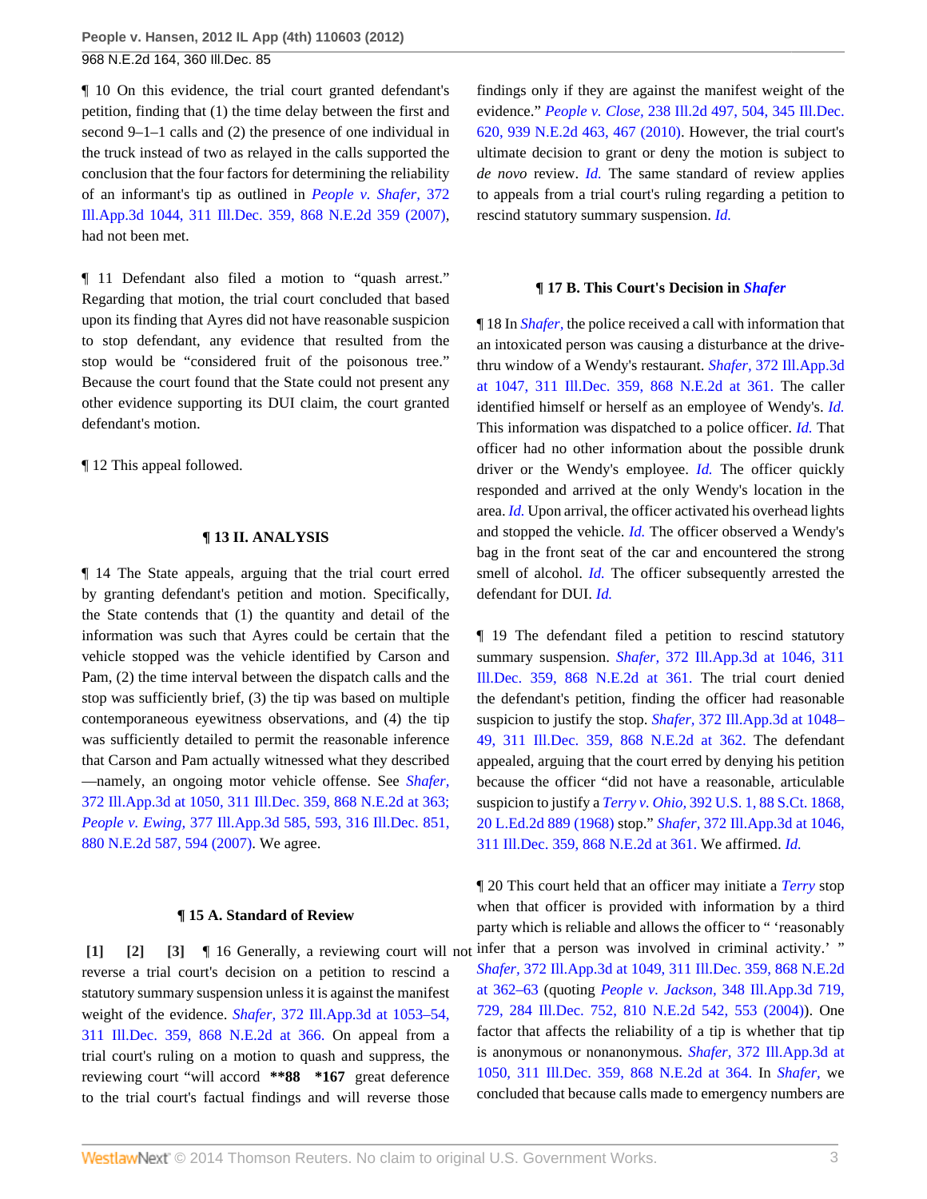¶ 10 On this evidence, the trial court granted defendant's petition, finding that (1) the time delay between the first and second 9–1–1 calls and (2) the presence of one individual in the truck instead of two as relayed in the calls supported the conclusion that the four factors for determining the reliability of an informant's tip as outlined in *People v. Shafer,* 372 Ill.App.3d 1044, 311 Ill.Dec. 359, 868 N.E.2d 359 (2007), had not been met.

¶ 11 Defendant also filed a motion to "quash arrest." Regarding that motion, the trial court concluded that based upon its finding that Ayres did not have reasonable suspicion to stop defendant, any evidence that resulted from the stop would be "considered fruit of the poisonous tree." Because the court found that the State could not present any other evidence supporting its DUI claim, the court granted defendant's motion.

¶ 12 This appeal followed.

## ¶ 13 II. ANALYSIS

¶ 14 The State appeals, arguing that the trial court erred by granting defendant's petition and motion. Specifically, the State contends that (1) the quantity and detail of the information was such that Ayres could be certain that the vehicle stopped was the vehicle identified by Carson and Pam, (2) the time interval between the dispatch calls and the stop was sufficiently brief, (3) the tip was based on multiple contemporaneous eyewitness observations, and (4) the tip was sufficiently detailed to permit the reasonable inference that Carson and Pam actually witnessed what they described —namely, an ongoing motor vehicle offense. See *Shafer,* 372 Ill.App.3d at 1050, 311 Ill.Dec. 359, 868 N.E.2d at 363; *People v. Ewing,* 377 Ill.App.3d 585, 593, 316 Ill.Dec. 851, 880 N.E.2d 587, 594 (2007). We agree.

### ¶ 15 A. Standard of Review

**[1] [2] [3]** ¶ 16 Generally, a reviewing court will not reverse a trial court's decision on a petition to rescind a statutory summary suspension unless it is against the manifest weight of the evidence. *Shafer,* 372 Ill.App.3d at 1053–54, 311 Ill.Dec. 359, 868 N.E.2d at 366. On appeal from a trial court's ruling on a motion to quash and suppress, the reviewing court "will accord **\*\*88 \*167** great deference to the trial court's factual findings and will reverse those findings only if they are against the manifest weight of the evidence." *People v. Close,* 238 Ill.2d 497, 504, 345 Ill.Dec. 620, 939 N.E.2d 463, 467 (2010). However, the trial court's ultimate decision to grant or deny the motion is subject to *de novo* review. *Id.* The same standard of review applies to appeals from a trial court's ruling regarding a petition to rescind statutory summary suspension. *Id.*

### ¶ 17 B. This Court's Decision in *Shafer*

¶ 18 In *Shafer,* the police received a call with information that an intoxicated person was causing a disturbance at the drive-thru window of a Wendy's restaurant. *Shafer,* 372 Ill.App.3d at 1047, 311 Ill.Dec. 359, 868 N.E.2d at 361. The caller identified himself or herself as an employee of Wendy's. *Id.* This information was dispatched to a police officer. *Id.* That officer had no other information about the possible drunk driver or the Wendy's employee. *Id.* The officer quickly responded and arrived at the only Wendy's location in the area. *Id.* Upon arrival, the officer activated his overhead lights and stopped the vehicle. *Id.* The officer observed a Wendy's bag in the front seat of the car and encountered the strong smell of alcohol. *Id.* The officer subsequently arrested the defendant for DUI. *Id.*

¶ 19 The defendant filed a petition to rescind statutory summary suspension. *Shafer,* 372 Ill.App.3d at 1046, 311 Ill.Dec. 359, 868 N.E.2d at 361. The trial court denied the defendant's petition, finding the officer had reasonable suspicion to justify the stop. *Shafer,* 372 Ill.App.3d at 1048–49, 311 Ill.Dec. 359, 868 N.E.2d at 362. The defendant appealed, arguing that the court erred by denying his petition because the officer "did not have a reasonable, articulable suspicion to justify a *Terry v. Ohio,* 392 U.S. 1, 88 S.Ct. 1868, 20 L.Ed.2d 889 (1968) stop." *Shafer,* 372 Ill.App.3d at 1046, 311 Ill.Dec. 359, 868 N.E.2d at 361. We affirmed. *Id.*

¶ 20 This court held that an officer may initiate a *Terry* stop when that officer is provided with information by a third party which is reliable and allows the officer to " 'reasonably infer that a person was involved in criminal activity.' " *Shafer,* 372 Ill.App.3d at 1049, 311 Ill.Dec. 359, 868 N.E.2d at 362–63 (quoting *People v. Jackson,* 348 Ill.App.3d 719, 729, 284 Ill.Dec. 752, 810 N.E.2d 542, 553 (2004)). One factor that affects the reliability of a tip is whether that tip is anonymous or nonanonymous. *Shafer,* 372 Ill.App.3d at 1050, 311 Ill.Dec. 359, 868 N.E.2d at 364. In *Shafer,* we concluded that because calls made to emergency numbers are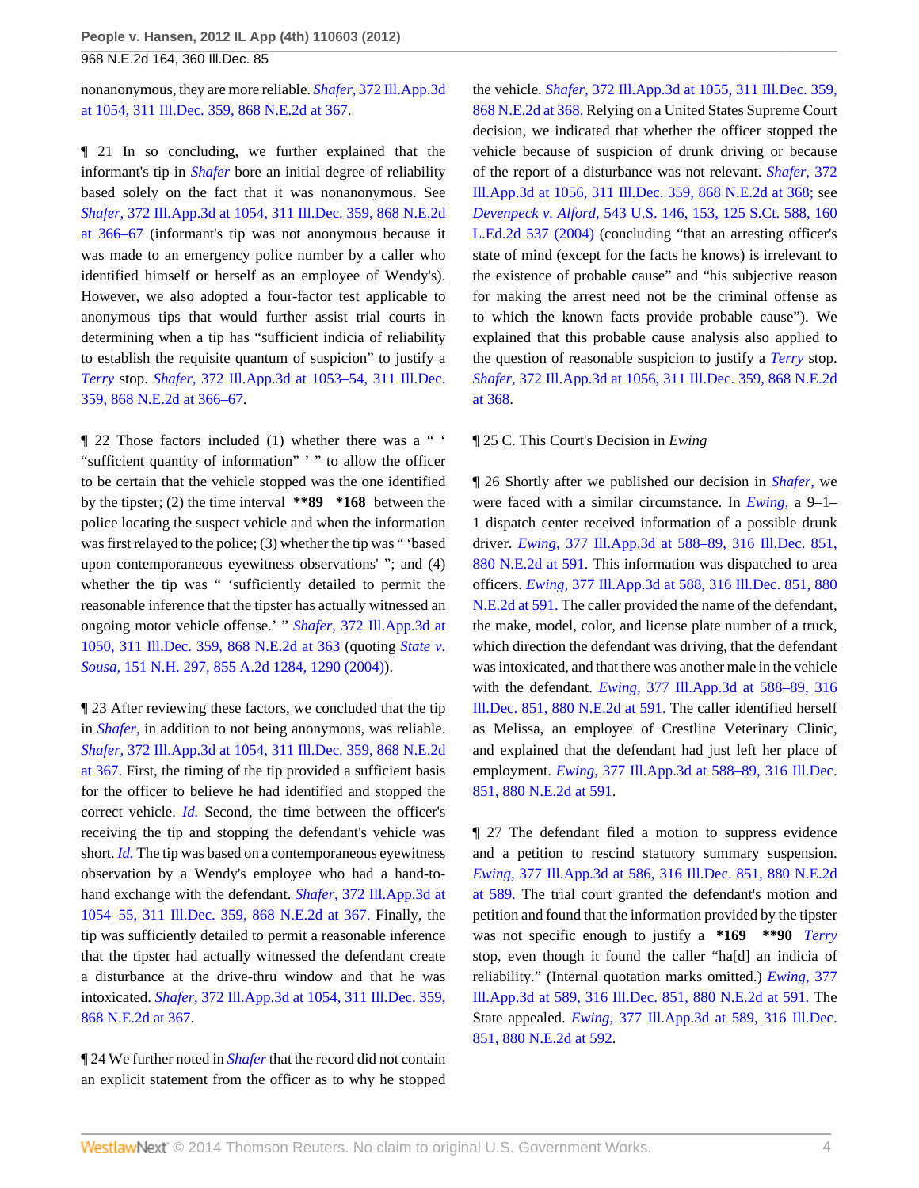nonanonymous, they are more reliable. *Shafer,* 372 Ill.App.3d at 1054, 311 Ill.Dec. 359, 868 N.E.2d at 367.

¶ 21 In so concluding, we further explained that the informant's tip in *Shafer* bore an initial degree of reliability based solely on the fact that it was nonanonymous. See *Shafer,* 372 Ill.App.3d at 1054, 311 Ill.Dec. 359, 868 N.E.2d at 366–67 (informant's tip was not anonymous because it was made to an emergency police number by a caller who identified himself or herself as an employee of Wendy's). However, we also adopted a four-factor test applicable to anonymous tips that would further assist trial courts in determining when a tip has "sufficient indicia of reliability to establish the requisite quantum of suspicion" to justify a *Terry* stop. *Shafer,* 372 Ill.App.3d at 1053–54, 311 Ill.Dec. 359, 868 N.E.2d at 366–67.

¶ 22 Those factors included (1) whether there was a " ' "sufficient quantity of information" ' " to allow the officer to be certain that the vehicle stopped was the one identified by the tipster; (2) the time interval **\*\*89 \*168** between the police locating the suspect vehicle and when the information was first relayed to the police; (3) whether the tip was " 'based upon contemporaneous eyewitness observations' "; and (4) whether the tip was " 'sufficiently detailed to permit the reasonable inference that the tipster has actually witnessed an ongoing motor vehicle offense.' " *Shafer,* 372 Ill.App.3d at 1050, 311 Ill.Dec. 359, 868 N.E.2d at 363 (quoting *State v. Sousa,* 151 N.H. 297, 855 A.2d 1284, 1290 (2004)).

¶ 23 After reviewing these factors, we concluded that the tip in *Shafer,* in addition to not being anonymous, was reliable. *Shafer,* 372 Ill.App.3d at 1054, 311 Ill.Dec. 359, 868 N.E.2d at 367. First, the timing of the tip provided a sufficient basis for the officer to believe he had identified and stopped the correct vehicle. *Id.* Second, the time between the officer's receiving the tip and stopping the defendant's vehicle was short. *Id.* The tip was based on a contemporaneous eyewitness observation by a Wendy's employee who had a hand-to-hand exchange with the defendant. *Shafer,* 372 Ill.App.3d at 1054–55, 311 Ill.Dec. 359, 868 N.E.2d at 367. Finally, the tip was sufficiently detailed to permit a reasonable inference that the tipster had actually witnessed the defendant create a disturbance at the drive-thru window and that he was intoxicated. *Shafer,* 372 Ill.App.3d at 1054, 311 Ill.Dec. 359, 868 N.E.2d at 367.

¶ 24 We further noted in *Shafer* that the record did not contain an explicit statement from the officer as to why he stopped the vehicle. *Shafer,* 372 Ill.App.3d at 1055, 311 Ill.Dec. 359, 868 N.E.2d at 368. Relying on a United States Supreme Court decision, we indicated that whether the officer stopped the vehicle because of suspicion of drunk driving or because of the report of a disturbance was not relevant. *Shafer,* 372 Ill.App.3d at 1056, 311 Ill.Dec. 359, 868 N.E.2d at 368; see *Devenpeck v. Alford,* 543 U.S. 146, 153, 125 S.Ct. 588, 160 L.Ed.2d 537 (2004) (concluding "that an arresting officer's state of mind (except for the facts he knows) is irrelevant to the existence of probable cause" and "his subjective reason for making the arrest need not be the criminal offense as to which the known facts provide probable cause"). We explained that this probable cause analysis also applied to the question of reasonable suspicion to justify a *Terry* stop. *Shafer,* 372 Ill.App.3d at 1056, 311 Ill.Dec. 359, 868 N.E.2d at 368.

¶ 25 C. This Court's Decision in *Ewing*

¶ 26 Shortly after we published our decision in *Shafer,* we were faced with a similar circumstance. In *Ewing,* a 9–1–1 dispatch center received information of a possible drunk driver. *Ewing,* 377 Ill.App.3d at 588–89, 316 Ill.Dec. 851, 880 N.E.2d at 591. This information was dispatched to area officers. *Ewing,* 377 Ill.App.3d at 588, 316 Ill.Dec. 851, 880 N.E.2d at 591. The caller provided the name of the defendant, the make, model, color, and license plate number of a truck, which direction the defendant was driving, that the defendant was intoxicated, and that there was another male in the vehicle with the defendant. *Ewing,* 377 Ill.App.3d at 588–89, 316 Ill.Dec. 851, 880 N.E.2d at 591. The caller identified herself as Melissa, an employee of Crestline Veterinary Clinic, and explained that the defendant had just left her place of employment. *Ewing,* 377 Ill.App.3d at 588–89, 316 Ill.Dec. 851, 880 N.E.2d at 591.

¶ 27 The defendant filed a motion to suppress evidence and a petition to rescind statutory summary suspension. *Ewing,* 377 Ill.App.3d at 586, 316 Ill.Dec. 851, 880 N.E.2d at 589. The trial court granted the defendant's motion and petition and found that the information provided by the tipster was not specific enough to justify a **\*169 \*\*90** *Terry* stop, even though it found the caller "ha[d] an indicia of reliability." (Internal quotation marks omitted.) *Ewing,* 377 Ill.App.3d at 589, 316 Ill.Dec. 851, 880 N.E.2d at 591. The State appealed. *Ewing,* 377 Ill.App.3d at 589, 316 Ill.Dec. 851, 880 N.E.2d at 592.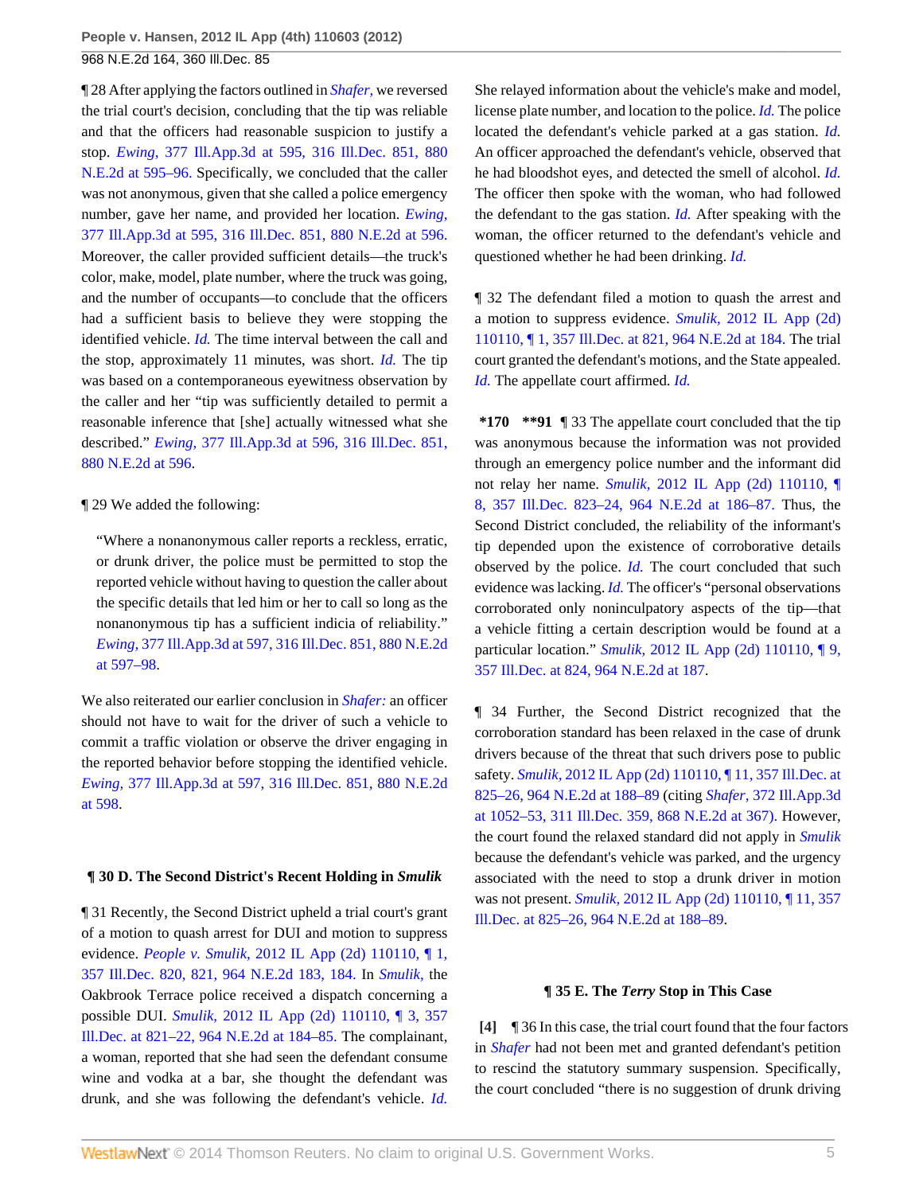¶ 28 After applying the factors outlined in *Shafer,* we reversed the trial court's decision, concluding that the tip was reliable and that the officers had reasonable suspicion to justify a stop. *Ewing,* 377 Ill.App.3d at 595, 316 Ill.Dec. 851, 880 N.E.2d at 595–96. Specifically, we concluded that the caller was not anonymous, given that she called a police emergency number, gave her name, and provided her location. *Ewing,* 377 Ill.App.3d at 595, 316 Ill.Dec. 851, 880 N.E.2d at 596. Moreover, the caller provided sufficient details—the truck's color, make, model, plate number, where the truck was going, and the number of occupants—to conclude that the officers had a sufficient basis to believe they were stopping the identified vehicle. *Id.* The time interval between the call and the stop, approximately 11 minutes, was short. *Id.* The tip was based on a contemporaneous eyewitness observation by the caller and her "tip was sufficiently detailed to permit a reasonable inference that [she] actually witnessed what she described." *Ewing,* 377 Ill.App.3d at 596, 316 Ill.Dec. 851, 880 N.E.2d at 596.

¶ 29 We added the following:

> "Where a nonanonymous caller reports a reckless, erratic, or drunk driver, the police must be permitted to stop the reported vehicle without having to question the caller about the specific details that led him or her to call so long as the nonanonymous tip has a sufficient indicia of reliability." *Ewing,* 377 Ill.App.3d at 597, 316 Ill.Dec. 851, 880 N.E.2d at 597–98.

We also reiterated our earlier conclusion in *Shafer:* an officer should not have to wait for the driver of such a vehicle to commit a traffic violation or observe the driver engaging in the reported behavior before stopping the identified vehicle. *Ewing,* 377 Ill.App.3d at 597, 316 Ill.Dec. 851, 880 N.E.2d at 598.

### ¶ 30 D. The Second District's Recent Holding in *Smulik*

¶ 31 Recently, the Second District upheld a trial court's grant of a motion to quash arrest for DUI and motion to suppress evidence. *People v. Smulik,* 2012 IL App (2d) 110110, ¶ 1, 357 Ill.Dec. 820, 821, 964 N.E.2d 183, 184. In *Smulik,* the Oakbrook Terrace police received a dispatch concerning a possible DUI. *Smulik,* 2012 IL App (2d) 110110, ¶ 3, 357 Ill.Dec. at 821–22, 964 N.E.2d at 184–85. The complainant, a woman, reported that she had seen the defendant consume wine and vodka at a bar, she thought the defendant was drunk, and she was following the defendant's vehicle. *Id.* She relayed information about the vehicle's make and model, license plate number, and location to the police. *Id.* The police located the defendant's vehicle parked at a gas station. *Id.* An officer approached the defendant's vehicle, observed that he had bloodshot eyes, and detected the smell of alcohol. *Id.* The officer then spoke with the woman, who had followed the defendant to the gas station. *Id.* After speaking with the woman, the officer returned to the defendant's vehicle and questioned whether he had been drinking. *Id.*

¶ 32 The defendant filed a motion to quash the arrest and a motion to suppress evidence. *Smulik,* 2012 IL App (2d) 110110, ¶ 1, 357 Ill.Dec. at 821, 964 N.E.2d at 184. The trial court granted the defendant's motions, and the State appealed. *Id.* The appellate court affirmed. *Id.*

**\*170 \*\*91** ¶ 33 The appellate court concluded that the tip was anonymous because the information was not provided through an emergency police number and the informant did not relay her name. *Smulik,* 2012 IL App (2d) 110110, ¶ 8, 357 Ill.Dec. 823–24, 964 N.E.2d at 186–87. Thus, the Second District concluded, the reliability of the informant's tip depended upon the existence of corroborative details observed by the police. *Id.* The court concluded that such evidence was lacking. *Id.* The officer's "personal observations corroborated only noninculpatory aspects of the tip—that a vehicle fitting a certain description would be found at a particular location." *Smulik,* 2012 IL App (2d) 110110, ¶ 9, 357 Ill.Dec. at 824, 964 N.E.2d at 187.

¶ 34 Further, the Second District recognized that the corroboration standard has been relaxed in the case of drunk drivers because of the threat that such drivers pose to public safety. *Smulik,* 2012 IL App (2d) 110110, ¶ 11, 357 Ill.Dec. at 825–26, 964 N.E.2d at 188–89 (citing *Shafer,* 372 Ill.App.3d at 1052–53, 311 Ill.Dec. 359, 868 N.E.2d at 367). However, the court found the relaxed standard did not apply in *Smulik* because the defendant's vehicle was parked, and the urgency associated with the need to stop a drunk driver in motion was not present. *Smulik,* 2012 IL App (2d) 110110, ¶ 11, 357 Ill.Dec. at 825–26, 964 N.E.2d at 188–89.

### ¶ 35 E. The *Terry* Stop in This Case

**[4]** ¶ 36 In this case, the trial court found that the four factors in *Shafer* had not been met and granted defendant's petition to rescind the statutory summary suspension. Specifically, the court concluded "there is no suggestion of drunk driving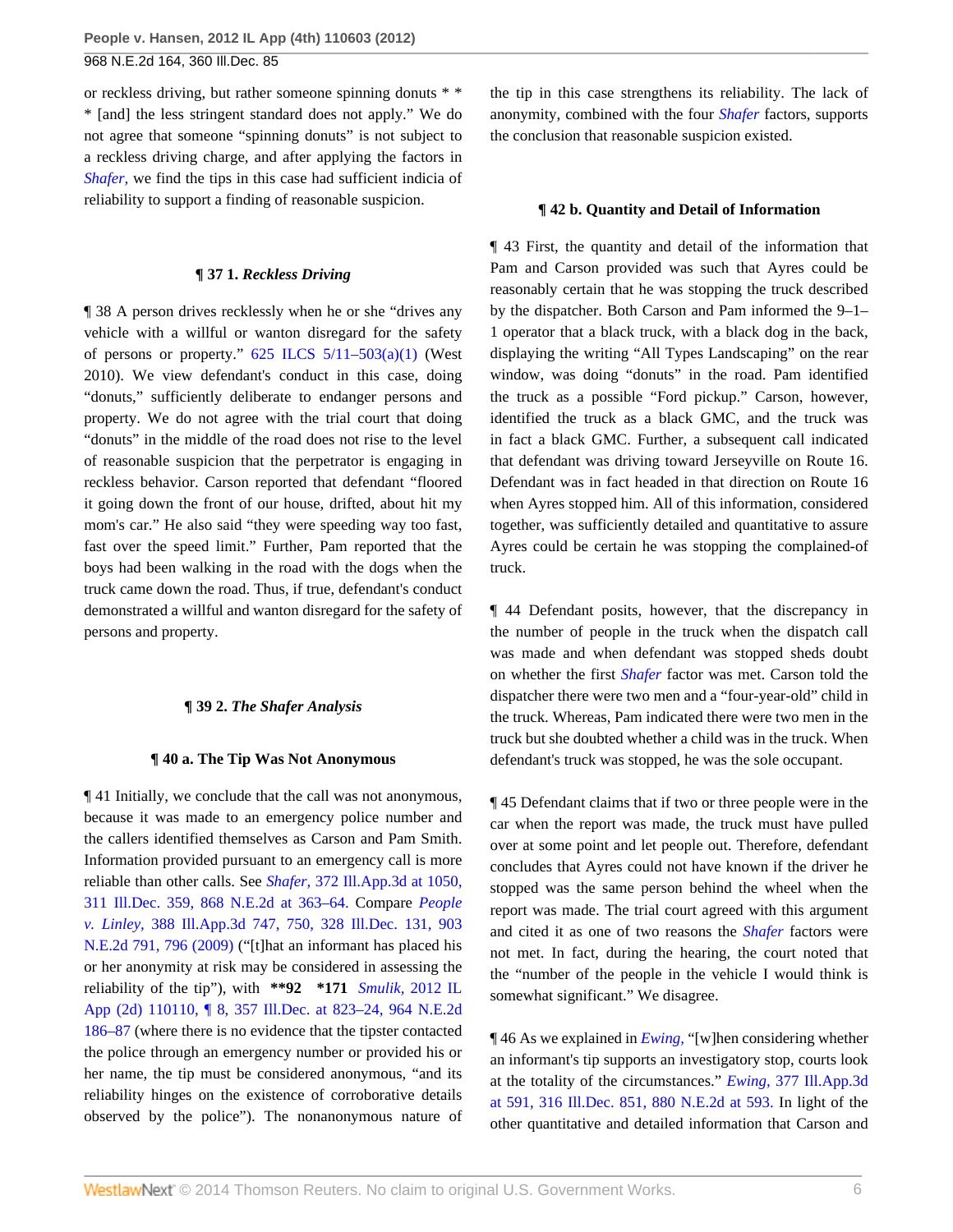or reckless driving, but rather someone spinning donuts * * * [and] the less stringent standard does not apply." We do not agree that someone "spinning donuts" is not subject to a reckless driving charge, and after applying the factors in *Shafer,* we find the tips in this case had sufficient indicia of reliability to support a finding of reasonable suspicion.

**¶ 37 1. *Reckless Driving***

¶ 38 A person drives recklessly when he or she "drives any vehicle with a willful or wanton disregard for the safety of persons or property." 625 ILCS 5/11–503(a)(1) (West 2010). We view defendant's conduct in this case, doing "donuts," sufficiently deliberate to endanger persons and property. We do not agree with the trial court that doing "donuts" in the middle of the road does not rise to the level of reasonable suspicion that the perpetrator is engaging in reckless behavior. Carson reported that defendant "floored it going down the front of our house, drifted, about hit my mom's car." He also said "they were speeding way too fast, fast over the speed limit." Further, Pam reported that the boys had been walking in the road with the dogs when the truck came down the road. Thus, if true, defendant's conduct demonstrated a willful and wanton disregard for the safety of persons and property.

**¶ 39 2. *The Shafer Analysis***

**¶ 40 a. The Tip Was Not Anonymous**

¶ 41 Initially, we conclude that the call was not anonymous, because it was made to an emergency police number and the callers identified themselves as Carson and Pam Smith. Information provided pursuant to an emergency call is more reliable than other calls. See *Shafer,* 372 Ill.App.3d at 1050, 311 Ill.Dec. 359, 868 N.E.2d at 363–64. Compare *People v. Linley,* 388 Ill.App.3d 747, 750, 328 Ill.Dec. 131, 903 N.E.2d 791, 796 (2009) ("[t]hat an informant has placed his or her anonymity at risk may be considered in assessing the reliability of the tip"), with **\*\*92 \*171** *Smulik,* 2012 IL App (2d) 110110, ¶ 8, 357 Ill.Dec. at 823–24, 964 N.E.2d 186–87 (where there is no evidence that the tipster contacted the police through an emergency number or provided his or her name, the tip must be considered anonymous, "and its reliability hinges on the existence of corroborative details observed by the police"). The nonanonymous nature of the tip in this case strengthens its reliability. The lack of anonymity, combined with the four *Shafer* factors, supports the conclusion that reasonable suspicion existed.

**¶ 42 b. Quantity and Detail of Information**

¶ 43 First, the quantity and detail of the information that Pam and Carson provided was such that Ayres could be reasonably certain that he was stopping the truck described by the dispatcher. Both Carson and Pam informed the 9–1–1 operator that a black truck, with a black dog in the back, displaying the writing "All Types Landscaping" on the rear window, was doing "donuts" in the road. Pam identified the truck as a possible "Ford pickup." Carson, however, identified the truck as a black GMC, and the truck was in fact a black GMC. Further, a subsequent call indicated that defendant was driving toward Jerseyville on Route 16. Defendant was in fact headed in that direction on Route 16 when Ayres stopped him. All of this information, considered together, was sufficiently detailed and quantitative to assure Ayres could be certain he was stopping the complained-of truck.

¶ 44 Defendant posits, however, that the discrepancy in the number of people in the truck when the dispatch call was made and when defendant was stopped sheds doubt on whether the first *Shafer* factor was met. Carson told the dispatcher there were two men and a "four-year-old" child in the truck. Whereas, Pam indicated there were two men in the truck but she doubted whether a child was in the truck. When defendant's truck was stopped, he was the sole occupant.

¶ 45 Defendant claims that if two or three people were in the car when the report was made, the truck must have pulled over at some point and let people out. Therefore, defendant concludes that Ayres could not have known if the driver he stopped was the same person behind the wheel when the report was made. The trial court agreed with this argument and cited it as one of two reasons the *Shafer* factors were not met. In fact, during the hearing, the court noted that the "number of the people in the vehicle I would think is somewhat significant." We disagree.

¶ 46 As we explained in *Ewing,* "[w]hen considering whether an informant's tip supports an investigatory stop, courts look at the totality of the circumstances." *Ewing,* 377 Ill.App.3d at 591, 316 Ill.Dec. 851, 880 N.E.2d at 593. In light of the other quantitative and detailed information that Carson and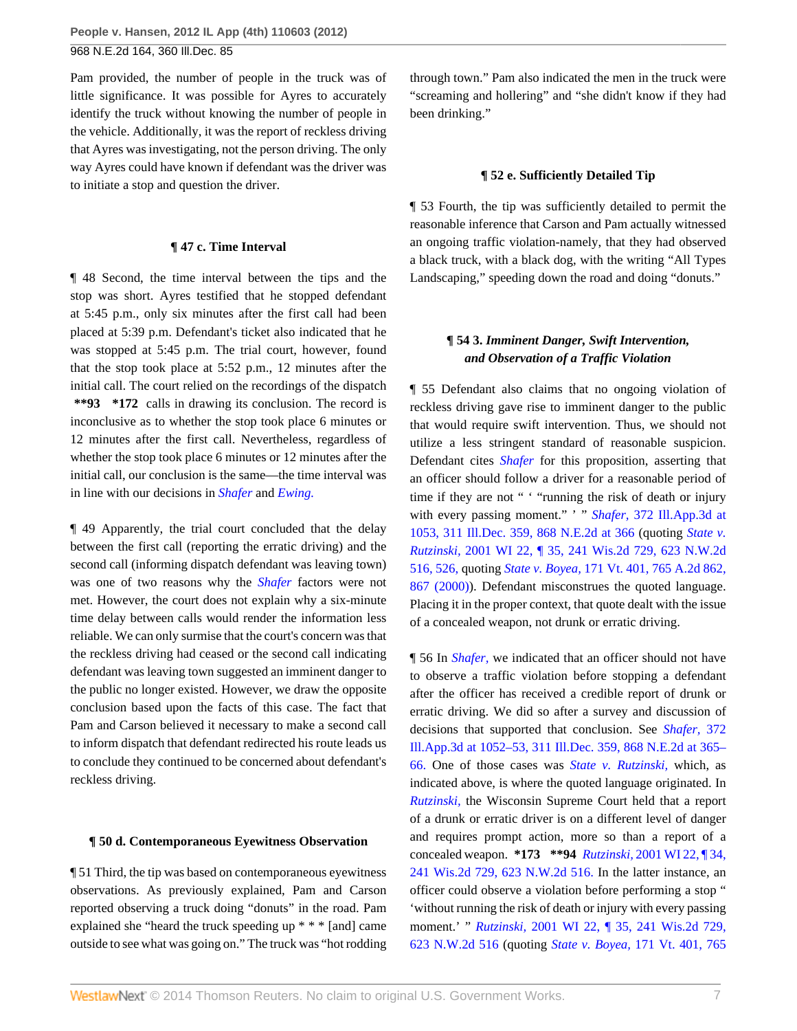Pam provided, the number of people in the truck was of little significance. It was possible for Ayres to accurately identify the truck without knowing the number of people in the vehicle. Additionally, it was the report of reckless driving that Ayres was investigating, not the person driving. The only way Ayres could have known if defendant was the driver was to initiate a stop and question the driver.

### ¶ 47 c. Time Interval

¶ 48 Second, the time interval between the tips and the stop was short. Ayres testified that he stopped defendant at 5:45 p.m., only six minutes after the first call had been placed at 5:39 p.m. Defendant's ticket also indicated that he was stopped at 5:45 p.m. The trial court, however, found that the stop took place at 5:52 p.m., 12 minutes after the initial call. The court relied on the recordings of the dispatch **\*\*93 \*172** calls in drawing its conclusion. The record is inconclusive as to whether the stop took place 6 minutes or 12 minutes after the first call. Nevertheless, regardless of whether the stop took place 6 minutes or 12 minutes after the initial call, our conclusion is the same—the time interval was in line with our decisions in *Shafer* and *Ewing.*

¶ 49 Apparently, the trial court concluded that the delay between the first call (reporting the erratic driving) and the second call (informing dispatch defendant was leaving town) was one of two reasons why the *Shafer* factors were not met. However, the court does not explain why a six-minute time delay between calls would render the information less reliable. We can only surmise that the court's concern was that the reckless driving had ceased or the second call indicating defendant was leaving town suggested an imminent danger to the public no longer existed. However, we draw the opposite conclusion based upon the facts of this case. The fact that Pam and Carson believed it necessary to make a second call to inform dispatch that defendant redirected his route leads us to conclude they continued to be concerned about defendant's reckless driving.

### ¶ 50 d. Contemporaneous Eyewitness Observation

¶ 51 Third, the tip was based on contemporaneous eyewitness observations. As previously explained, Pam and Carson reported observing a truck doing "donuts" in the road. Pam explained she "heard the truck speeding up * * * [and] came outside to see what was going on." The truck was "hot rodding through town." Pam also indicated the men in the truck were "screaming and hollering" and "she didn't know if they had been drinking."

### ¶ 52 e. Sufficiently Detailed Tip

¶ 53 Fourth, the tip was sufficiently detailed to permit the reasonable inference that Carson and Pam actually witnessed an ongoing traffic violation-namely, that they had observed a black truck, with a black dog, with the writing "All Types Landscaping," speeding down the road and doing "donuts."

### ¶ 54 3. *Imminent Danger, Swift Intervention, and Observation of a Traffic Violation*

¶ 55 Defendant also claims that no ongoing violation of reckless driving gave rise to imminent danger to the public that would require swift intervention. Thus, we should not utilize a less stringent standard of reasonable suspicion. Defendant cites *Shafer* for this proposition, asserting that an officer should follow a driver for a reasonable period of time if they are not " ' "running the risk of death or injury with every passing moment." ' " *Shafer,* 372 Ill.App.3d at 1053, 311 Ill.Dec. 359, 868 N.E.2d at 366 (quoting *State v. Rutzinski,* 2001 WI 22, ¶ 35, 241 Wis.2d 729, 623 N.W.2d 516, 526, quoting *State v. Boyea,* 171 Vt. 401, 765 A.2d 862, 867 (2000)). Defendant misconstrues the quoted language. Placing it in the proper context, that quote dealt with the issue of a concealed weapon, not drunk or erratic driving.

¶ 56 In *Shafer,* we indicated that an officer should not have to observe a traffic violation before stopping a defendant after the officer has received a credible report of drunk or erratic driving. We did so after a survey and discussion of decisions that supported that conclusion. See *Shafer,* 372 Ill.App.3d at 1052–53, 311 Ill.Dec. 359, 868 N.E.2d at 365–66. One of those cases was *State v. Rutzinski,* which, as indicated above, is where the quoted language originated. In *Rutzinski,* the Wisconsin Supreme Court held that a report of a drunk or erratic driver is on a different level of danger and requires prompt action, more so than a report of a concealed weapon. **\*173 \*\*94** *Rutzinski,* 2001 WI 22, ¶ 34, 241 Wis.2d 729, 623 N.W.2d 516. In the latter instance, an officer could observe a violation before performing a stop " 'without running the risk of death or injury with every passing moment.' " *Rutzinski,* 2001 WI 22, ¶ 35, 241 Wis.2d 729, 623 N.W.2d 516 (quoting *State v. Boyea,* 171 Vt. 401, 765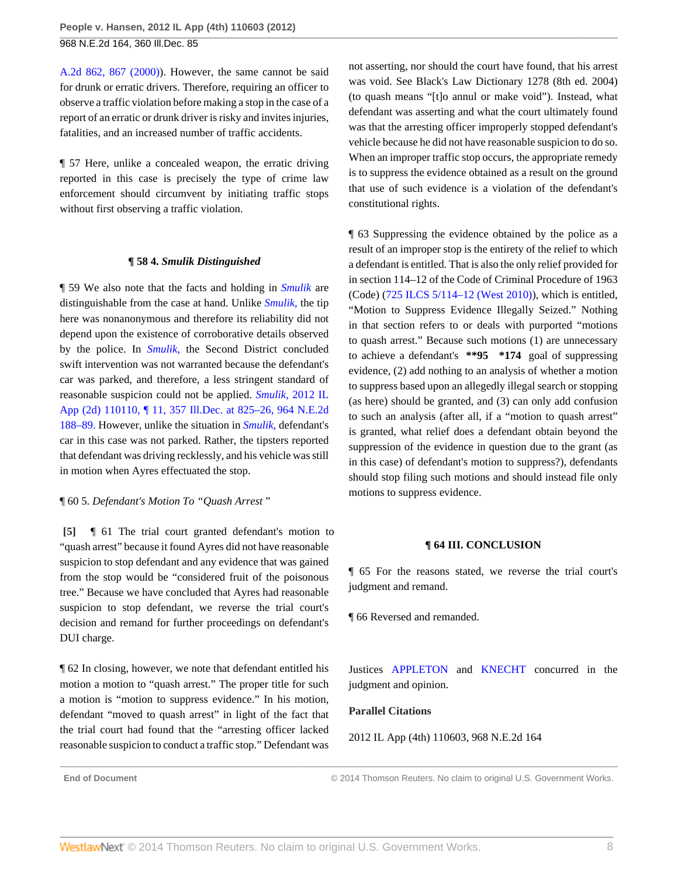A.2d 862, 867 (2000)). However, the same cannot be said for drunk or erratic drivers. Therefore, requiring an officer to observe a traffic violation before making a stop in the case of a report of an erratic or drunk driver is risky and invites injuries, fatalities, and an increased number of traffic accidents.

¶ 57 Here, unlike a concealed weapon, the erratic driving reported in this case is precisely the type of crime law enforcement should circumvent by initiating traffic stops without first observing a traffic violation.

#### ¶ 58 4. *Smulik* Distinguished

¶ 59 We also note that the facts and holding in *Smulik* are distinguishable from the case at hand. Unlike *Smulik,* the tip here was nonanonymous and therefore its reliability did not depend upon the existence of corroborative details observed by the police. In *Smulik,* the Second District concluded swift intervention was not warranted because the defendant's car was parked, and therefore, a less stringent standard of reasonable suspicion could not be applied. *Smulik,* 2012 IL App (2d) 110110, ¶ 11, 357 Ill.Dec. at 825–26, 964 N.E.2d 188–89. However, unlike the situation in *Smulik,* defendant's car in this case was not parked. Rather, the tipsters reported that defendant was driving recklessly, and his vehicle was still in motion when Ayres effectuated the stop.

¶ 60 5. *Defendant's Motion To "Quash Arrest"*

**[5]** ¶ 61 The trial court granted defendant's motion to "quash arrest" because it found Ayres did not have reasonable suspicion to stop defendant and any evidence that was gained from the stop would be "considered fruit of the poisonous tree." Because we have concluded that Ayres had reasonable suspicion to stop defendant, we reverse the trial court's decision and remand for further proceedings on defendant's DUI charge.

¶ 62 In closing, however, we note that defendant entitled his motion a motion to "quash arrest." The proper title for such a motion is "motion to suppress evidence." In his motion, defendant "moved to quash arrest" in light of the fact that the trial court had found that the "arresting officer lacked reasonable suspicion to conduct a traffic stop." Defendant was not asserting, nor should the court have found, that his arrest was void. See Black's Law Dictionary 1278 (8th ed. 2004) (to quash means "[t]o annul or make void"). Instead, what defendant was asserting and what the court ultimately found was that the arresting officer improperly stopped defendant's vehicle because he did not have reasonable suspicion to do so. When an improper traffic stop occurs, the appropriate remedy is to suppress the evidence obtained as a result on the ground that use of such evidence is a violation of the defendant's constitutional rights.

¶ 63 Suppressing the evidence obtained by the police as a result of an improper stop is the entirety of the relief to which a defendant is entitled. That is also the only relief provided for in section 114–12 of the Code of Criminal Procedure of 1963 (Code) (725 ILCS 5/114–12 (West 2010)), which is entitled, "Motion to Suppress Evidence Illegally Seized." Nothing in that section refers to or deals with purported "motions to quash arrest." Because such motions (1) are unnecessary to achieve a defendant's **\*\*95 \*174** goal of suppressing evidence, (2) add nothing to an analysis of whether a motion to suppress based upon an allegedly illegal search or stopping (as here) should be granted, and (3) can only add confusion to such an analysis (after all, if a "motion to quash arrest" is granted, what relief does a defendant obtain beyond the suppression of the evidence in question due to the grant (as in this case) of defendant's motion to suppress?), defendants should stop filing such motions and should instead file only motions to suppress evidence.

#### ¶ 64 III. CONCLUSION

¶ 65 For the reasons stated, we reverse the trial court's judgment and remand.

¶ 66 Reversed and remanded.

Justices APPLETON and KNECHT concurred in the judgment and opinion.

**Parallel Citations**

2012 IL App (4th) 110603, 968 N.E.2d 164

**End of Document**

© 2014 Thomson Reuters. No claim to original U.S. Government Works.